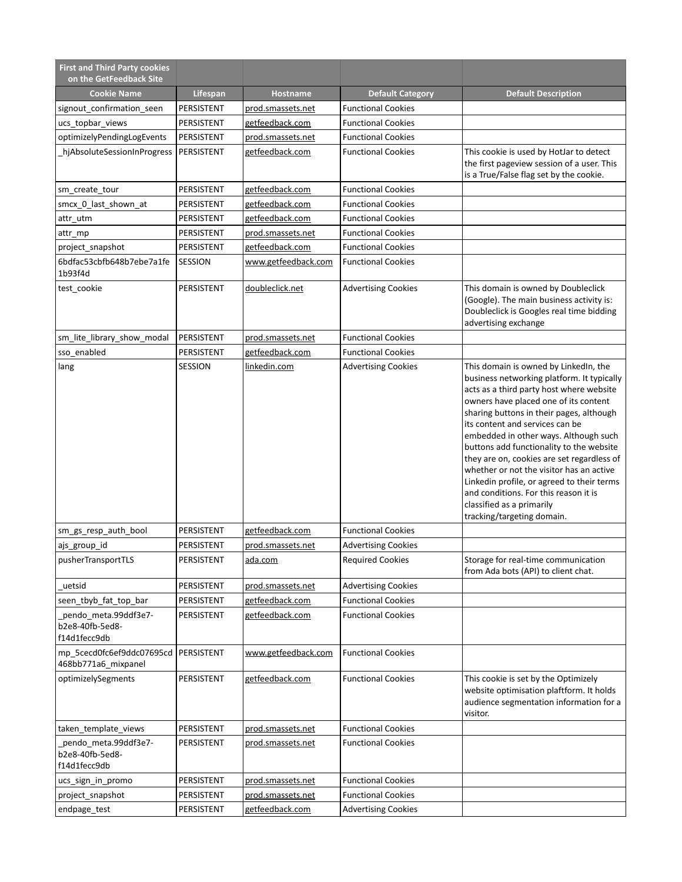| First and Third Party cookies on the GetFeedback Site | | | | |
|---|---|---|---|---|
| **Cookie Name** | **Lifespan** | **Hostname** | **Default Category** | **Default Description** |
| signout_confirmation_seen | PERSISTENT | prod.smassets.net | Functional Cookies | |
| ucs_topbar_views | PERSISTENT | getfeedback.com | Functional Cookies | |
| optimizelyPendingLogEvents | PERSISTENT | prod.smassets.net | Functional Cookies | |
| _hjAbsoluteSessionInProgress | PERSISTENT | getfeedback.com | Functional Cookies | This cookie is used by HotJar to detect the first pageview session of a user. This is a True/False flag set by the cookie. |
| sm_create_tour | PERSISTENT | getfeedback.com | Functional Cookies | |
| smcx_0_last_shown_at | PERSISTENT | getfeedback.com | Functional Cookies | |
| attr_utm | PERSISTENT | getfeedback.com | Functional Cookies | |
| attr_mp | PERSISTENT | prod.smassets.net | Functional Cookies | |
| project_snapshot | PERSISTENT | getfeedback.com | Functional Cookies | |
| 6bdfac53cbfb648b7ebe7a1fe1b93f4d | SESSION | www.getfeedback.com | Functional Cookies | |
| test_cookie | PERSISTENT | doubleclick.net | Advertising Cookies | This domain is owned by Doubleclick (Google). The main business activity is: Doubleclick is Googles real time bidding advertising exchange |
| sm_lite_library_show_modal | PERSISTENT | prod.smassets.net | Functional Cookies | |
| sso_enabled | PERSISTENT | getfeedback.com | Functional Cookies | |
| lang | SESSION | linkedin.com | Advertising Cookies | This domain is owned by LinkedIn, the business networking platform. It typically acts as a third party host where website owners have placed one of its content sharing buttons in their pages, although its content and services can be embedded in other ways. Although such buttons add functionality to the website they are on, cookies are set regardless of whether or not the visitor has an active Linkedin profile, or agreed to their terms and conditions. For this reason it is classified as a primarily tracking/targeting domain. |
| sm_gs_resp_auth_bool | PERSISTENT | getfeedback.com | Functional Cookies | |
| ajs_group_id | PERSISTENT | prod.smassets.net | Advertising Cookies | |
| pusherTransportTLS | PERSISTENT | ada.com | Required Cookies | Storage for real-time communication from Ada bots (API) to client chat. |
| _uetsid | PERSISTENT | prod.smassets.net | Advertising Cookies | |
| seen_tbyb_fat_top_bar | PERSISTENT | getfeedback.com | Functional Cookies | |
| _pendo_meta.99ddf3e7-b2e8-40fb-5ed8-f14d1fecc9db | PERSISTENT | getfeedback.com | Functional Cookies | |
| mp_5cecd0fc6ef9ddc07695cd468bb771a6_mixpanel | PERSISTENT | www.getfeedback.com | Functional Cookies | |
| optimizelySegments | PERSISTENT | getfeedback.com | Functional Cookies | This cookie is set by the Optimizely website optimisation plaftform. It holds audience segmentation information for a visitor. |
| taken_template_views | PERSISTENT | prod.smassets.net | Functional Cookies | |
| _pendo_meta.99ddf3e7-b2e8-40fb-5ed8-f14d1fecc9db | PERSISTENT | prod.smassets.net | Functional Cookies | |
| ucs_sign_in_promo | PERSISTENT | prod.smassets.net | Functional Cookies | |
| project_snapshot | PERSISTENT | prod.smassets.net | Functional Cookies | |
| endpage_test | PERSISTENT | getfeedback.com | Advertising Cookies | |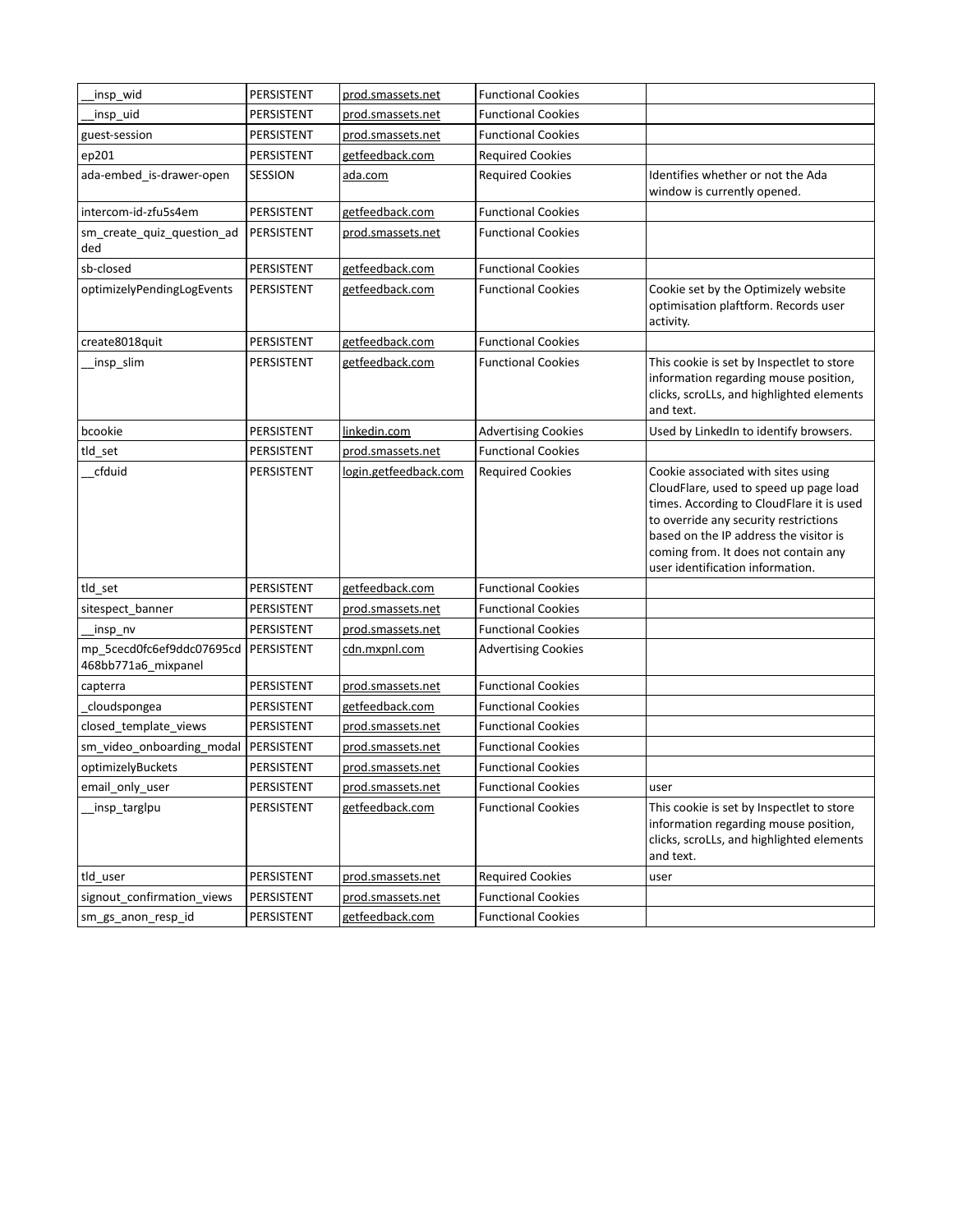| __insp_wid | PERSISTENT | prod.smassets.net | Functional Cookies | |
|---|---|---|---|---|
| __insp_uid | PERSISTENT | prod.smassets.net | Functional Cookies | |
| guest-session | PERSISTENT | prod.smassets.net | Functional Cookies | |
| ep201 | PERSISTENT | getfeedback.com | Required Cookies | |
| ada-embed_is-drawer-open | SESSION | ada.com | Required Cookies | Identifies whether or not the Ada window is currently opened. |
| intercom-id-zfu5s4em | PERSISTENT | getfeedback.com | Functional Cookies | |
| sm_create_quiz_question_added | PERSISTENT | prod.smassets.net | Functional Cookies | |
| sb-closed | PERSISTENT | getfeedback.com | Functional Cookies | |
| optimizelyPendingLogEvents | PERSISTENT | getfeedback.com | Functional Cookies | Cookie set by the Optimizely website optimisation plaftform. Records user activity. |
| create8018quit | PERSISTENT | getfeedback.com | Functional Cookies | |
| __insp_slim | PERSISTENT | getfeedback.com | Functional Cookies | This cookie is set by Inspectlet to store information regarding mouse position, clicks, scroLLs, and highlighted elements and text. |
| bcookie | PERSISTENT | linkedin.com | Advertising Cookies | Used by LinkedIn to identify browsers. |
| tld_set | PERSISTENT | prod.smassets.net | Functional Cookies | |
| __cfduid | PERSISTENT | login.getfeedback.com | Required Cookies | Cookie associated with sites using CloudFlare, used to speed up page load times. According to CloudFlare it is used to override any security restrictions based on the IP address the visitor is coming from. It does not contain any user identification information. |
| tld_set | PERSISTENT | getfeedback.com | Functional Cookies | |
| sitespect_banner | PERSISTENT | prod.smassets.net | Functional Cookies | |
| __insp_nv | PERSISTENT | prod.smassets.net | Functional Cookies | |
| mp_5cecd0fc6ef9ddc07695cd468bb771a6_mixpanel | PERSISTENT | cdn.mxpnl.com | Advertising Cookies | |
| capterra | PERSISTENT | prod.smassets.net | Functional Cookies | |
| _cloudspongea | PERSISTENT | getfeedback.com | Functional Cookies | |
| closed_template_views | PERSISTENT | prod.smassets.net | Functional Cookies | |
| sm_video_onboarding_modal | PERSISTENT | prod.smassets.net | Functional Cookies | |
| optimizelyBuckets | PERSISTENT | prod.smassets.net | Functional Cookies | |
| email_only_user | PERSISTENT | prod.smassets.net | Functional Cookies | user |
| __insp_targlpu | PERSISTENT | getfeedback.com | Functional Cookies | This cookie is set by Inspectlet to store information regarding mouse position, clicks, scroLLs, and highlighted elements and text. |
| tld_user | PERSISTENT | prod.smassets.net | Required Cookies | user |
| signout_confirmation_views | PERSISTENT | prod.smassets.net | Functional Cookies | |
| sm_gs_anon_resp_id | PERSISTENT | getfeedback.com | Functional Cookies | |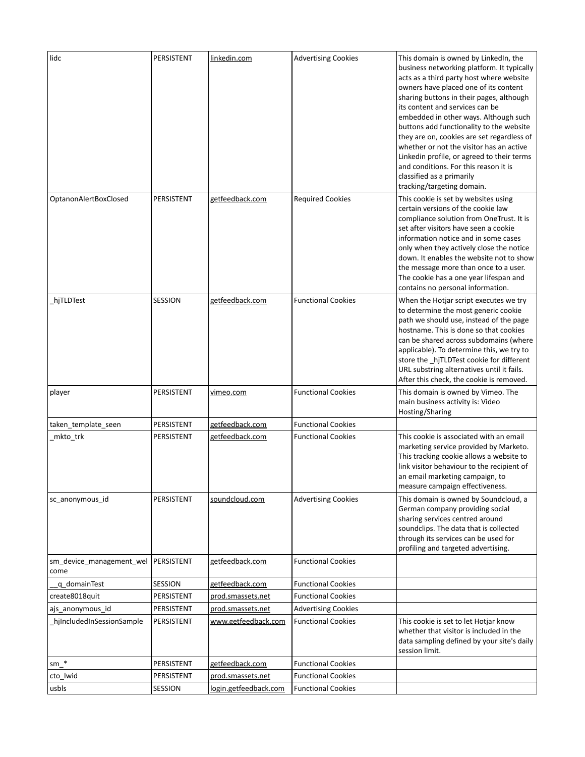| lidc | PERSISTENT | linkedin.com | Advertising Cookies | This domain is owned by LinkedIn, the business networking platform. It typically acts as a third party host where website owners have placed one of its content sharing buttons in their pages, although its content and services can be embedded in other ways. Although such buttons add functionality to the website they are on, cookies are set regardless of whether or not the visitor has an active Linkedin profile, or agreed to their terms and conditions. For this reason it is classified as a primarily tracking/targeting domain. |
|---|---|---|---|---|
| OptanonAlertBoxClosed | PERSISTENT | getfeedback.com | Required Cookies | This cookie is set by websites using certain versions of the cookie law compliance solution from OneTrust. It is set after visitors have seen a cookie information notice and in some cases only when they actively close the notice down. It enables the website not to show the message more than once to a user. The cookie has a one year lifespan and contains no personal information. |
| _hjTLDTest | SESSION | getfeedback.com | Functional Cookies | When the Hotjar script executes we try to determine the most generic cookie path we should use, instead of the page hostname. This is done so that cookies can be shared across subdomains (where applicable). To determine this, we try to store the _hjTLDTest cookie for different URL substring alternatives until it fails. After this check, the cookie is removed. |
| player | PERSISTENT | vimeo.com | Functional Cookies | This domain is owned by Vimeo. The main business activity is: Video Hosting/Sharing |
| taken_template_seen | PERSISTENT | getfeedback.com | Functional Cookies | |
| _mkto_trk | PERSISTENT | getfeedback.com | Functional Cookies | This cookie is associated with an email marketing service provided by Marketo. This tracking cookie allows a website to link visitor behaviour to the recipient of an email marketing campaign, to measure campaign effectiveness. |
| sc_anonymous_id | PERSISTENT | soundcloud.com | Advertising Cookies | This domain is owned by Soundcloud, a German company providing social sharing services centred around soundclips. The data that is collected through its services can be used for profiling and targeted advertising. |
| sm_device_management_welcome | PERSISTENT | getfeedback.com | Functional Cookies | |
| __q_domainTest | SESSION | getfeedback.com | Functional Cookies | |
| create8018quit | PERSISTENT | prod.smassets.net | Functional Cookies | |
| ajs_anonymous_id | PERSISTENT | prod.smassets.net | Advertising Cookies | |
| _hjIncludedInSessionSample | PERSISTENT | www.getfeedback.com | Functional Cookies | This cookie is set to let Hotjar know whether that visitor is included in the data sampling defined by your site's daily session limit. |
| sm_* | PERSISTENT | getfeedback.com | Functional Cookies | |
| cto_lwid | PERSISTENT | prod.smassets.net | Functional Cookies | |
| usbls | SESSION | login.getfeedback.com | Functional Cookies | |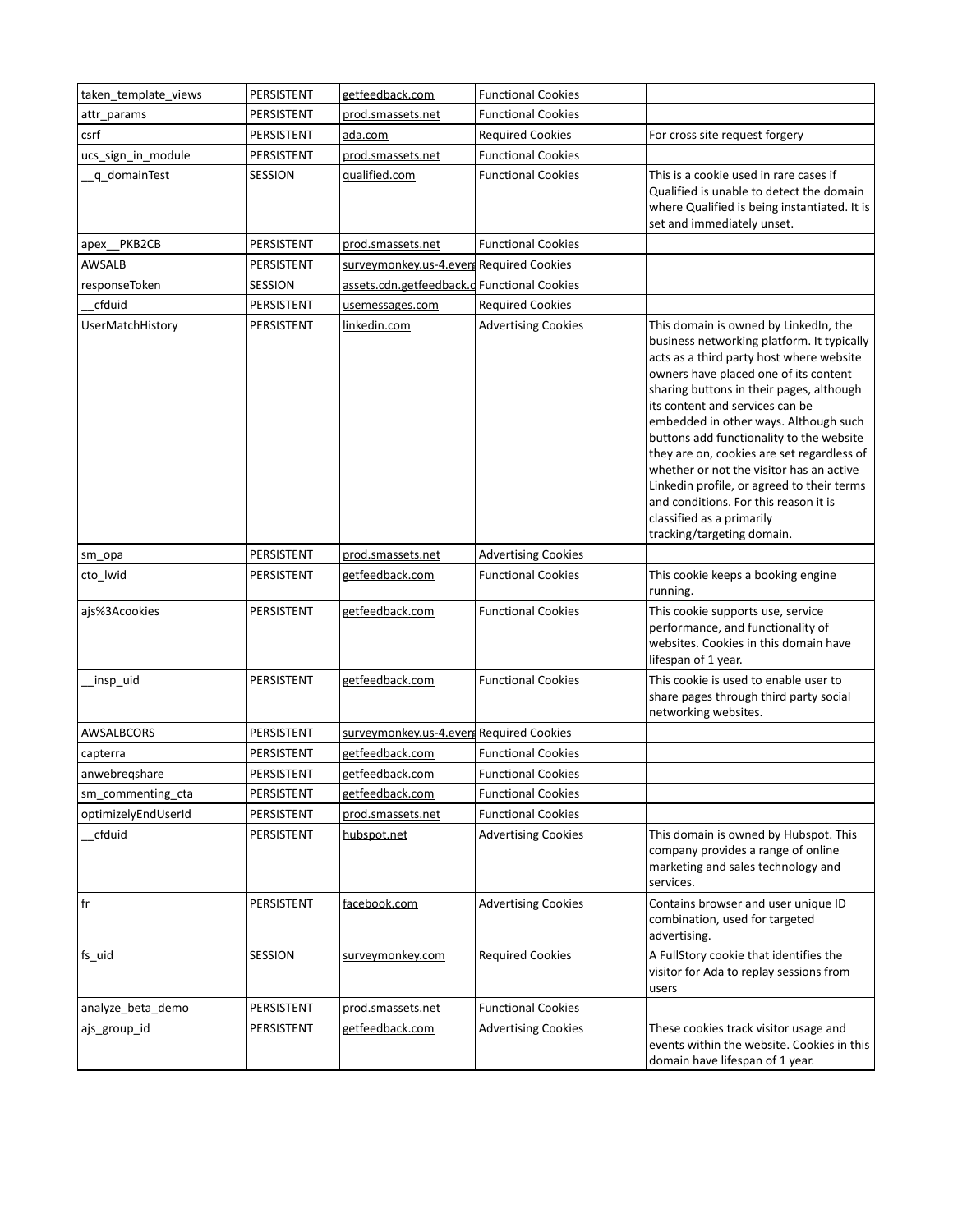| taken_template_views | PERSISTENT | getfeedback.com | Functional Cookies | |
|---|---|---|---|---|
| attr_params | PERSISTENT | prod.smassets.net | Functional Cookies | |
| csrf | PERSISTENT | ada.com | Required Cookies | For cross site request forgery |
| ucs_sign_in_module | PERSISTENT | prod.smassets.net | Functional Cookies | |
| __q_domainTest | SESSION | qualified.com | Functional Cookies | This is a cookie used in rare cases if Qualified is unable to detect the domain where Qualified is being instantiated. It is set and immediately unset. |
| apex__PKB2CB | PERSISTENT | prod.smassets.net | Functional Cookies | |
| AWSALB | PERSISTENT | surveymonkey.us-4.everg | Required Cookies | |
| responseToken | SESSION | assets.cdn.getfeedback.c | Functional Cookies | |
| __cfduid | PERSISTENT | usemessages.com | Required Cookies | |
| UserMatchHistory | PERSISTENT | linkedin.com | Advertising Cookies | This domain is owned by LinkedIn, the business networking platform. It typically acts as a third party host where website owners have placed one of its content sharing buttons in their pages, although its content and services can be embedded in other ways. Although such buttons add functionality to the website they are on, cookies are set regardless of whether or not the visitor has an active Linkedin profile, or agreed to their terms and conditions. For this reason it is classified as a primarily tracking/targeting domain. |
| sm_opa | PERSISTENT | prod.smassets.net | Advertising Cookies | |
| cto_lwid | PERSISTENT | getfeedback.com | Functional Cookies | This cookie keeps a booking engine running. |
| ajs%3Acookies | PERSISTENT | getfeedback.com | Functional Cookies | This cookie supports use, service performance, and functionality of websites. Cookies in this domain have lifespan of 1 year. |
| __insp_uid | PERSISTENT | getfeedback.com | Functional Cookies | This cookie is used to enable user to share pages through third party social networking websites. |
| AWSALBCORS | PERSISTENT | surveymonkey.us-4.everg | Required Cookies | |
| capterra | PERSISTENT | getfeedback.com | Functional Cookies | |
| anwebreqshare | PERSISTENT | getfeedback.com | Functional Cookies | |
| sm_commenting_cta | PERSISTENT | getfeedback.com | Functional Cookies | |
| optimizelyEndUserId | PERSISTENT | prod.smassets.net | Functional Cookies | |
| __cfduid | PERSISTENT | hubspot.net | Advertising Cookies | This domain is owned by Hubspot. This company provides a range of online marketing and sales technology and services. |
| fr | PERSISTENT | facebook.com | Advertising Cookies | Contains browser and user unique ID combination, used for targeted advertising. |
| fs_uid | SESSION | surveymonkey.com | Required Cookies | A FullStory cookie that identifies the visitor for Ada to replay sessions from users |
| analyze_beta_demo | PERSISTENT | prod.smassets.net | Functional Cookies | |
| ajs_group_id | PERSISTENT | getfeedback.com | Advertising Cookies | These cookies track visitor usage and events within the website. Cookies in this domain have lifespan of 1 year. |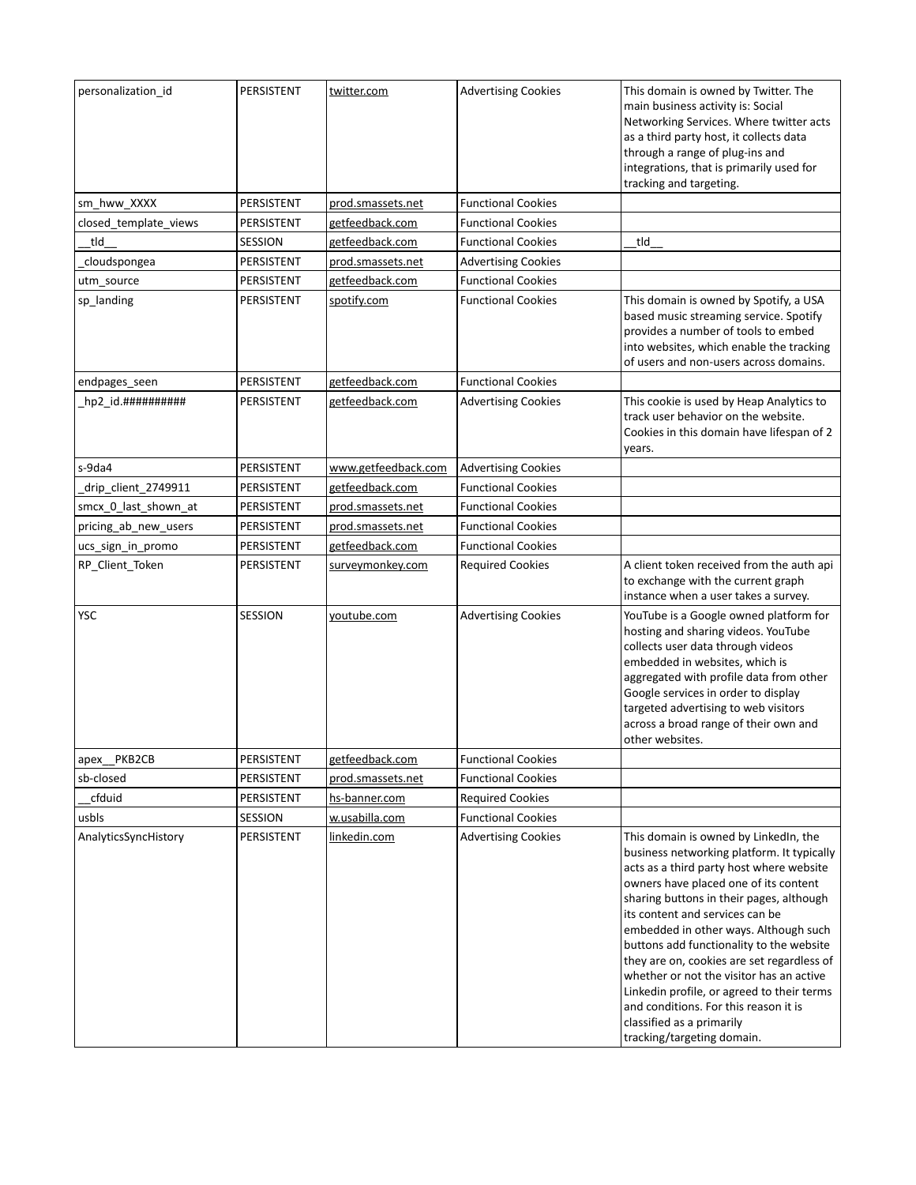| personalization_id | PERSISTENT | twitter.com | Advertising Cookies | This domain is owned by Twitter. The main business activity is: Social Networking Services. Where twitter acts as a third party host, it collects data through a range of plug-ins and integrations, that is primarily used for tracking and targeting. |
|---|---|---|---|---|
| sm_hww_XXXX | PERSISTENT | prod.smassets.net | Functional Cookies | |
| closed_template_views | PERSISTENT | getfeedback.com | Functional Cookies | |
| __tld__ | SESSION | getfeedback.com | Functional Cookies | __tld__ |
| _cloudspongea | PERSISTENT | prod.smassets.net | Advertising Cookies | |
| utm_source | PERSISTENT | getfeedback.com | Functional Cookies | |
| sp_landing | PERSISTENT | spotify.com | Functional Cookies | This domain is owned by Spotify, a USA based music streaming service. Spotify provides a number of tools to embed into websites, which enable the tracking of users and non-users across domains. |
| endpages_seen | PERSISTENT | getfeedback.com | Functional Cookies | |
| _hp2_id.########## | PERSISTENT | getfeedback.com | Advertising Cookies | This cookie is used by Heap Analytics to track user behavior on the website. Cookies in this domain have lifespan of 2 years. |
| s-9da4 | PERSISTENT | www.getfeedback.com | Advertising Cookies | |
| _drip_client_2749911 | PERSISTENT | getfeedback.com | Functional Cookies | |
| smcx_0_last_shown_at | PERSISTENT | prod.smassets.net | Functional Cookies | |
| pricing_ab_new_users | PERSISTENT | prod.smassets.net | Functional Cookies | |
| ucs_sign_in_promo | PERSISTENT | getfeedback.com | Functional Cookies | |
| RP_Client_Token | PERSISTENT | surveymonkey.com | Required Cookies | A client token received from the auth api to exchange with the current graph instance when a user takes a survey. |
| YSC | SESSION | youtube.com | Advertising Cookies | YouTube is a Google owned platform for hosting and sharing videos. YouTube collects user data through videos embedded in websites, which is aggregated with profile data from other Google services in order to display targeted advertising to web visitors across a broad range of their own and other websites. |
| apex__PKB2CB | PERSISTENT | getfeedback.com | Functional Cookies | |
| sb-closed | PERSISTENT | prod.smassets.net | Functional Cookies | |
| __cfduid | PERSISTENT | hs-banner.com | Required Cookies | |
| usbls | SESSION | w.usabilla.com | Functional Cookies | |
| AnalyticsSyncHistory | PERSISTENT | linkedin.com | Advertising Cookies | This domain is owned by LinkedIn, the business networking platform. It typically acts as a third party host where website owners have placed one of its content sharing buttons in their pages, although its content and services can be embedded in other ways. Although such buttons add functionality to the website they are on, cookies are set regardless of whether or not the visitor has an active Linkedin profile, or agreed to their terms and conditions. For this reason it is classified as a primarily tracking/targeting domain. |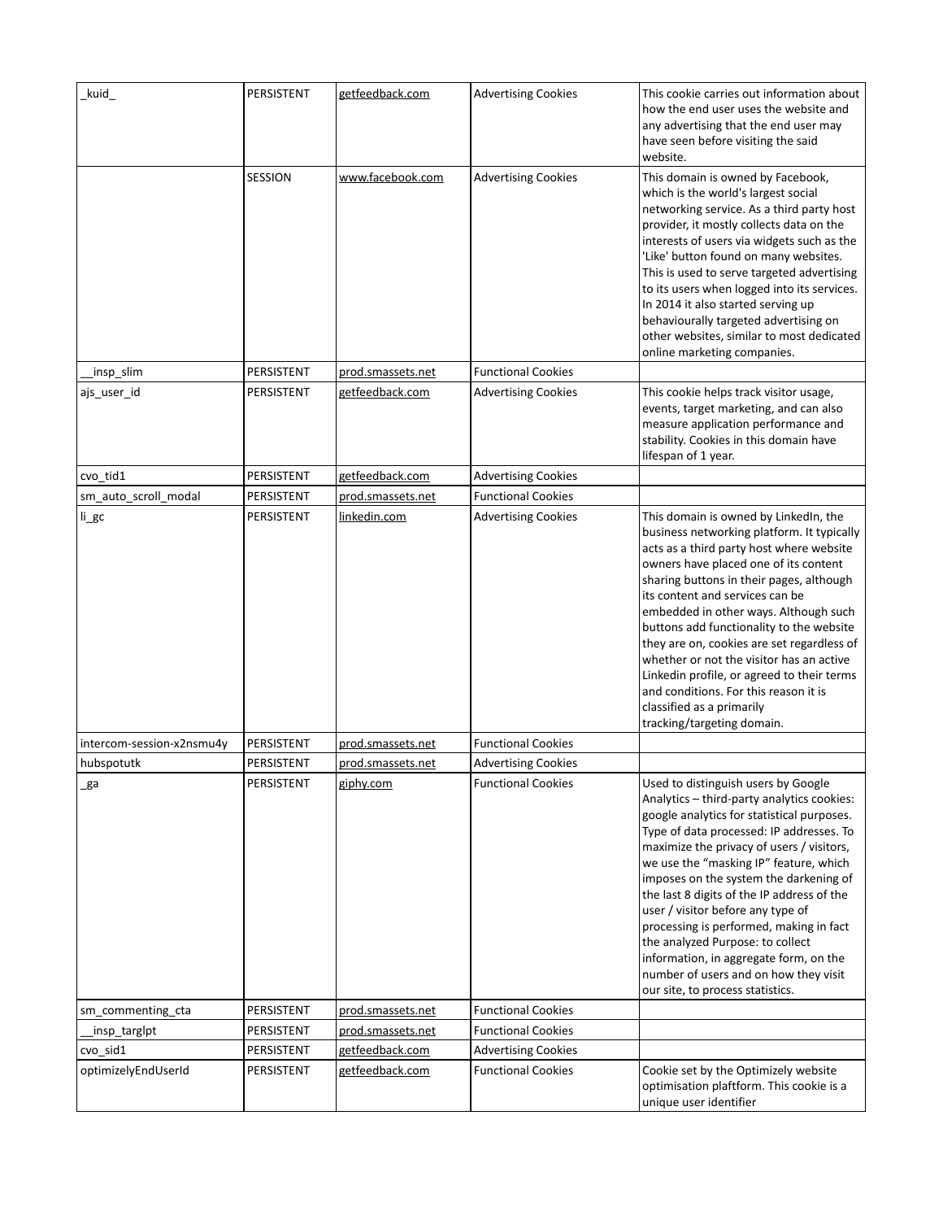| _kuid_ | PERSISTENT | getfeedback.com | Advertising Cookies | This cookie carries out information about how the end user uses the website and any advertising that the end user may have seen before visiting the said website. |
|---|---|---|---|---|
| | SESSION | www.facebook.com | Advertising Cookies | This domain is owned by Facebook, which is the world's largest social networking service. As a third party host provider, it mostly collects data on the interests of users via widgets such as the 'Like' button found on many websites. This is used to serve targeted advertising to its users when logged into its services. In 2014 it also started serving up behaviourally targeted advertising on other websites, similar to most dedicated online marketing companies. |
| __insp_slim | PERSISTENT | prod.smassets.net | Functional Cookies | |
| ajs_user_id | PERSISTENT | getfeedback.com | Advertising Cookies | This cookie helps track visitor usage, events, target marketing, and can also measure application performance and stability. Cookies in this domain have lifespan of 1 year. |
| cvo_tid1 | PERSISTENT | getfeedback.com | Advertising Cookies | |
| sm_auto_scroll_modal | PERSISTENT | prod.smassets.net | Functional Cookies | |
| li_gc | PERSISTENT | linkedin.com | Advertising Cookies | This domain is owned by LinkedIn, the business networking platform. It typically acts as a third party host where website owners have placed one of its content sharing buttons in their pages, although its content and services can be embedded in other ways. Although such buttons add functionality to the website they are on, cookies are set regardless of whether or not the visitor has an active Linkedin profile, or agreed to their terms and conditions. For this reason it is classified as a primarily tracking/targeting domain. |
| intercom-session-x2nsmu4y | PERSISTENT | prod.smassets.net | Functional Cookies | |
| hubspotutk | PERSISTENT | prod.smassets.net | Advertising Cookies | |
| _ga | PERSISTENT | giphy.com | Functional Cookies | Used to distinguish users by Google Analytics – third-party analytics cookies: google analytics for statistical purposes. Type of data processed: IP addresses. To maximize the privacy of users / visitors, we use the "masking IP" feature, which imposes on the system the darkening of the last 8 digits of the IP address of the user / visitor before any type of processing is performed, making in fact the analyzed Purpose: to collect information, in aggregate form, on the number of users and on how they visit our site, to process statistics. |
| sm_commenting_cta | PERSISTENT | prod.smassets.net | Functional Cookies | |
| __insp_targlpt | PERSISTENT | prod.smassets.net | Functional Cookies | |
| cvo_sid1 | PERSISTENT | getfeedback.com | Advertising Cookies | |
| optimizelyEndUserId | PERSISTENT | getfeedback.com | Functional Cookies | Cookie set by the Optimizely website optimisation plaftform. This cookie is a unique user identifier |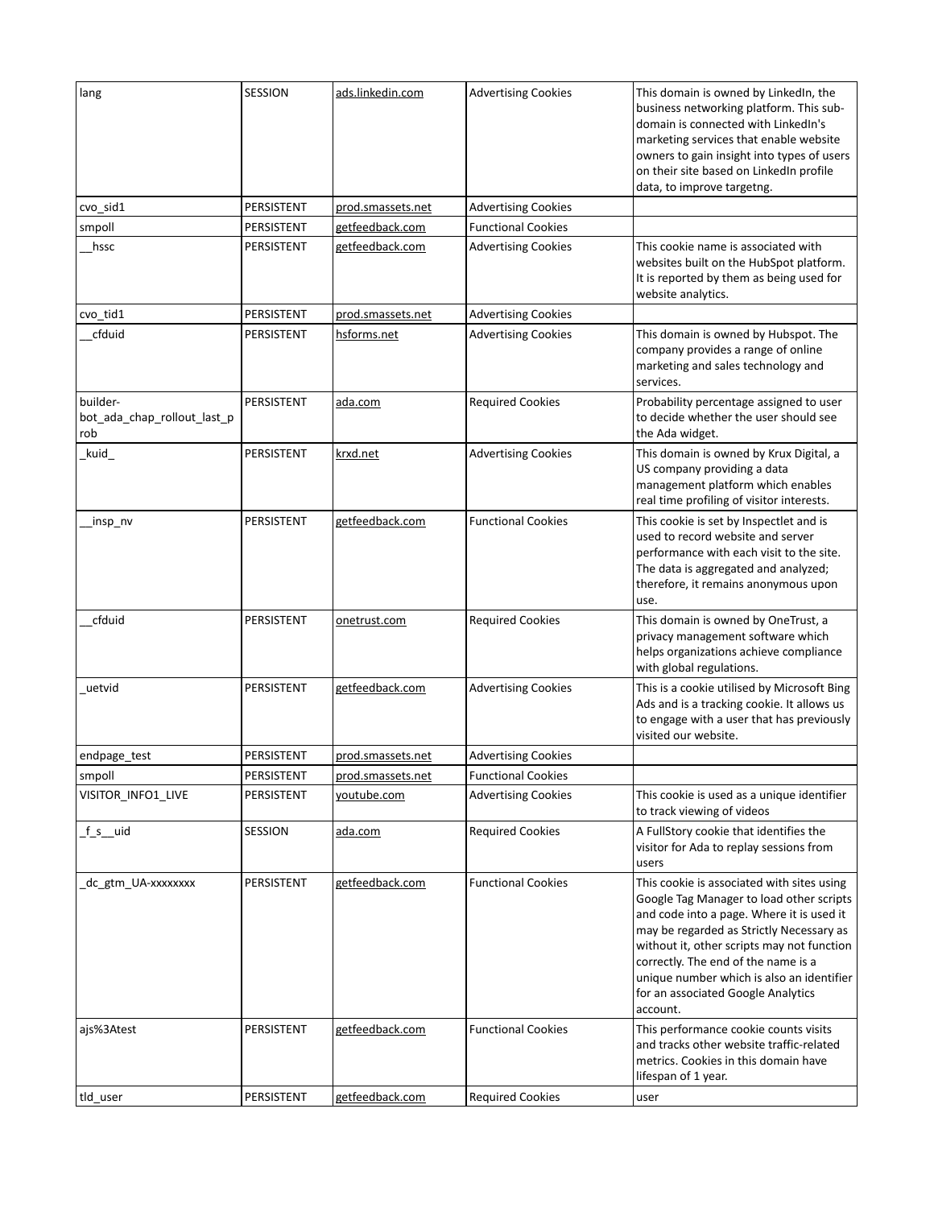| lang | SESSION | ads.linkedin.com | Advertising Cookies | This domain is owned by LinkedIn, the business networking platform. This sub-domain is connected with LinkedIn's marketing services that enable website owners to gain insight into types of users on their site based on LinkedIn profile data, to improve targetng. |
|---|---|---|---|---|
| cvo_sid1 | PERSISTENT | prod.smassets.net | Advertising Cookies | |
| smpoll | PERSISTENT | getfeedback.com | Functional Cookies | |
| __hssc | PERSISTENT | getfeedback.com | Advertising Cookies | This cookie name is associated with websites built on the HubSpot platform. It is reported by them as being used for website analytics. |
| cvo_tid1 | PERSISTENT | prod.smassets.net | Advertising Cookies | |
| __cfduid | PERSISTENT | hsforms.net | Advertising Cookies | This domain is owned by Hubspot. The company provides a range of online marketing and sales technology and services. |
| builder-bot_ada_chap_rollout_last_prob | PERSISTENT | ada.com | Required Cookies | Probability percentage assigned to user to decide whether the user should see the Ada widget. |
| _kuid_ | PERSISTENT | krxd.net | Advertising Cookies | This domain is owned by Krux Digital, a US company providing a data management platform which enables real time profiling of visitor interests. |
| __insp_nv | PERSISTENT | getfeedback.com | Functional Cookies | This cookie is set by Inspectlet and is used to record website and server performance with each visit to the site. The data is aggregated and analyzed; therefore, it remains anonymous upon use. |
| __cfduid | PERSISTENT | onetrust.com | Required Cookies | This domain is owned by OneTrust, a privacy management software which helps organizations achieve compliance with global regulations. |
| _uetvid | PERSISTENT | getfeedback.com | Advertising Cookies | This is a cookie utilised by Microsoft Bing Ads and is a tracking cookie. It allows us to engage with a user that has previously visited our website. |
| endpage_test | PERSISTENT | prod.smassets.net | Advertising Cookies | |
| smpoll | PERSISTENT | prod.smassets.net | Functional Cookies | |
| VISITOR_INFO1_LIVE | PERSISTENT | youtube.com | Advertising Cookies | This cookie is used as a unique identifier to track viewing of videos |
| _f_s__uid | SESSION | ada.com | Required Cookies | A FullStory cookie that identifies the visitor for Ada to replay sessions from users |
| _dc_gtm_UA-xxxxxxxx | PERSISTENT | getfeedback.com | Functional Cookies | This cookie is associated with sites using Google Tag Manager to load other scripts and code into a page. Where it is used it may be regarded as Strictly Necessary as without it, other scripts may not function correctly. The end of the name is a unique number which is also an identifier for an associated Google Analytics account. |
| ajs%3Atest | PERSISTENT | getfeedback.com | Functional Cookies | This performance cookie counts visits and tracks other website traffic-related metrics. Cookies in this domain have lifespan of 1 year. |
| tld_user | PERSISTENT | getfeedback.com | Required Cookies | user |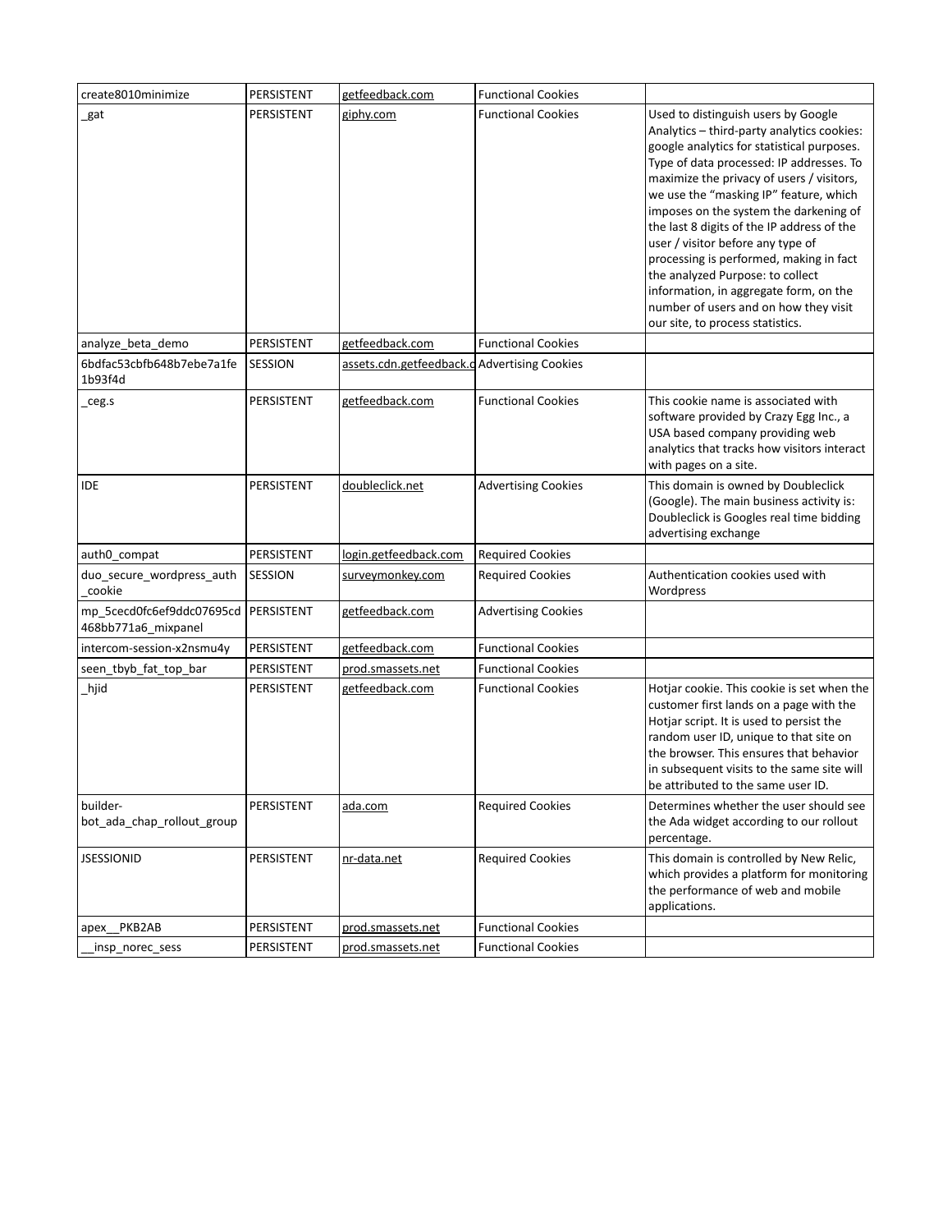| create8010minimize | PERSISTENT | getfeedback.com | Functional Cookies | |
|---|---|---|---|---|
| _gat | PERSISTENT | giphy.com | Functional Cookies | Used to distinguish users by Google Analytics – third-party analytics cookies: google analytics for statistical purposes. Type of data processed: IP addresses. To maximize the privacy of users / visitors, we use the "masking IP" feature, which imposes on the system the darkening of the last 8 digits of the IP address of the user / visitor before any type of processing is performed, making in fact the analyzed Purpose: to collect information, in aggregate form, on the number of users and on how they visit our site, to process statistics. |
| analyze_beta_demo | PERSISTENT | getfeedback.com | Functional Cookies | |
| 6bdfac53cbfb648b7ebe7a1fe1b93f4d | SESSION | assets.cdn.getfeedback.c | Advertising Cookies | |
| _ceg.s | PERSISTENT | getfeedback.com | Functional Cookies | This cookie name is associated with software provided by Crazy Egg Inc., a USA based company providing web analytics that tracks how visitors interact with pages on a site. |
| IDE | PERSISTENT | doubleclick.net | Advertising Cookies | This domain is owned by Doubleclick (Google). The main business activity is: Doubleclick is Googles real time bidding advertising exchange |
| auth0_compat | PERSISTENT | login.getfeedback.com | Required Cookies | |
| duo_secure_wordpress_auth_cookie | SESSION | surveymonkey.com | Required Cookies | Authentication cookies used with Wordpress |
| mp_5cecd0fc6ef9ddc07695cd468bb771a6_mixpanel | PERSISTENT | getfeedback.com | Advertising Cookies | |
| intercom-session-x2nsmu4y | PERSISTENT | getfeedback.com | Functional Cookies | |
| seen_tbyb_fat_top_bar | PERSISTENT | prod.smassets.net | Functional Cookies | |
| _hjid | PERSISTENT | getfeedback.com | Functional Cookies | Hotjar cookie. This cookie is set when the customer first lands on a page with the Hotjar script. It is used to persist the random user ID, unique to that site on the browser. This ensures that behavior in subsequent visits to the same site will be attributed to the same user ID. |
| builder-bot_ada_chap_rollout_group | PERSISTENT | ada.com | Required Cookies | Determines whether the user should see the Ada widget according to our rollout percentage. |
| JSESSIONID | PERSISTENT | nr-data.net | Required Cookies | This domain is controlled by New Relic, which provides a platform for monitoring the performance of web and mobile applications. |
| apex__PKB2AB | PERSISTENT | prod.smassets.net | Functional Cookies | |
| __insp_norec_sess | PERSISTENT | prod.smassets.net | Functional Cookies | |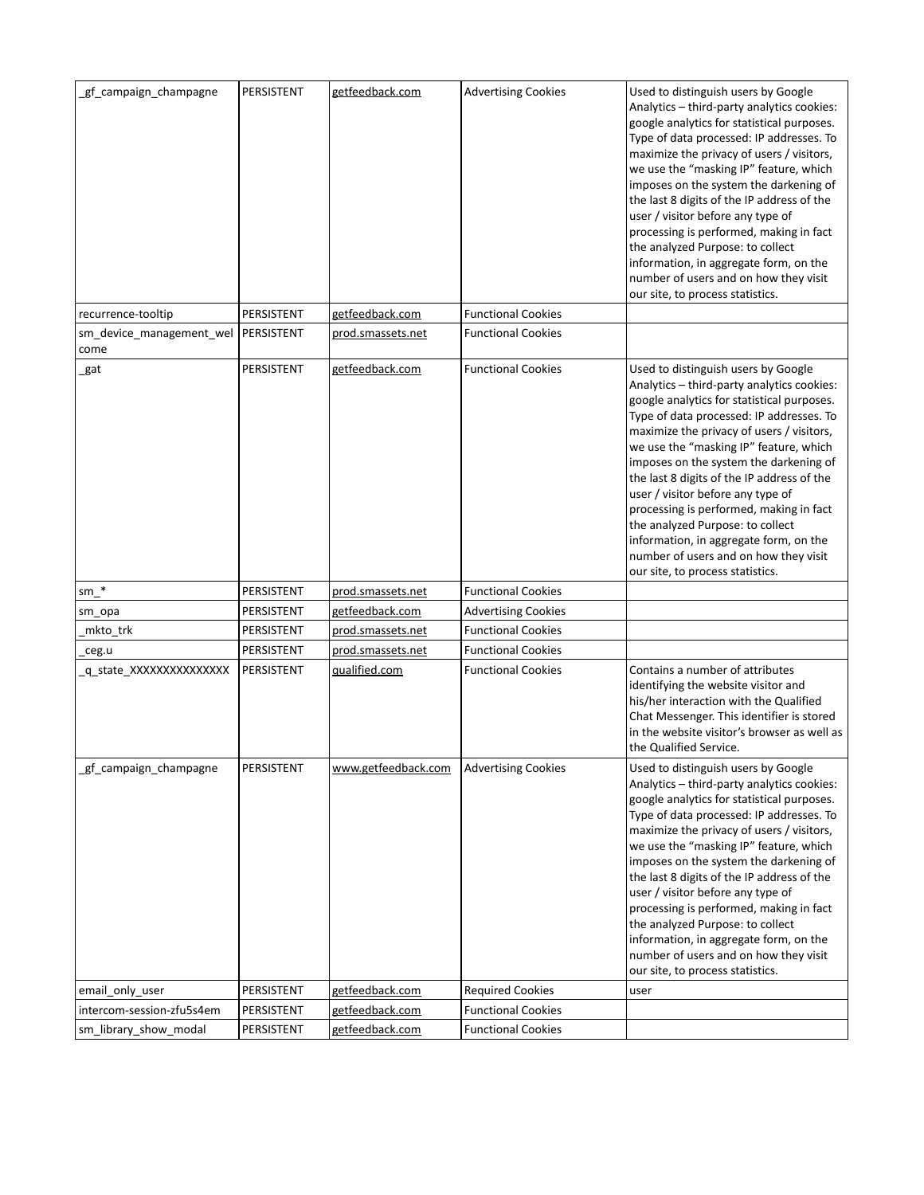| _gf_campaign_champagne | PERSISTENT | getfeedback.com | Advertising Cookies | Used to distinguish users by Google Analytics – third-party analytics cookies: google analytics for statistical purposes. Type of data processed: IP addresses. To maximize the privacy of users / visitors, we use the "masking IP" feature, which imposes on the system the darkening of the last 8 digits of the IP address of the user / visitor before any type of processing is performed, making in fact the analyzed Purpose: to collect information, in aggregate form, on the number of users and on how they visit our site, to process statistics. |
|---|---|---|---|---|
| recurrence-tooltip | PERSISTENT | getfeedback.com | Functional Cookies | |
| sm_device_management_welcome | PERSISTENT | prod.smassets.net | Functional Cookies | |
| _gat | PERSISTENT | getfeedback.com | Functional Cookies | Used to distinguish users by Google Analytics – third-party analytics cookies: google analytics for statistical purposes. Type of data processed: IP addresses. To maximize the privacy of users / visitors, we use the "masking IP" feature, which imposes on the system the darkening of the last 8 digits of the IP address of the user / visitor before any type of processing is performed, making in fact the analyzed Purpose: to collect information, in aggregate form, on the number of users and on how they visit our site, to process statistics. |
| sm_* | PERSISTENT | prod.smassets.net | Functional Cookies | |
| sm_opa | PERSISTENT | getfeedback.com | Advertising Cookies | |
| _mkto_trk | PERSISTENT | prod.smassets.net | Functional Cookies | |
| _ceg.u | PERSISTENT | prod.smassets.net | Functional Cookies | |
| _q_state_XXXXXXXXXXXXXX | PERSISTENT | qualified.com | Functional Cookies | Contains a number of attributes identifying the website visitor and his/her interaction with the Qualified Chat Messenger. This identifier is stored in the website visitor's browser as well as the Qualified Service. |
| _gf_campaign_champagne | PERSISTENT | www.getfeedback.com | Advertising Cookies | Used to distinguish users by Google Analytics – third-party analytics cookies: google analytics for statistical purposes. Type of data processed: IP addresses. To maximize the privacy of users / visitors, we use the "masking IP" feature, which imposes on the system the darkening of the last 8 digits of the IP address of the user / visitor before any type of processing is performed, making in fact the analyzed Purpose: to collect information, in aggregate form, on the number of users and on how they visit our site, to process statistics. |
| email_only_user | PERSISTENT | getfeedback.com | Required Cookies | user |
| intercom-session-zfu5s4em | PERSISTENT | getfeedback.com | Functional Cookies | |
| sm_library_show_modal | PERSISTENT | getfeedback.com | Functional Cookies | |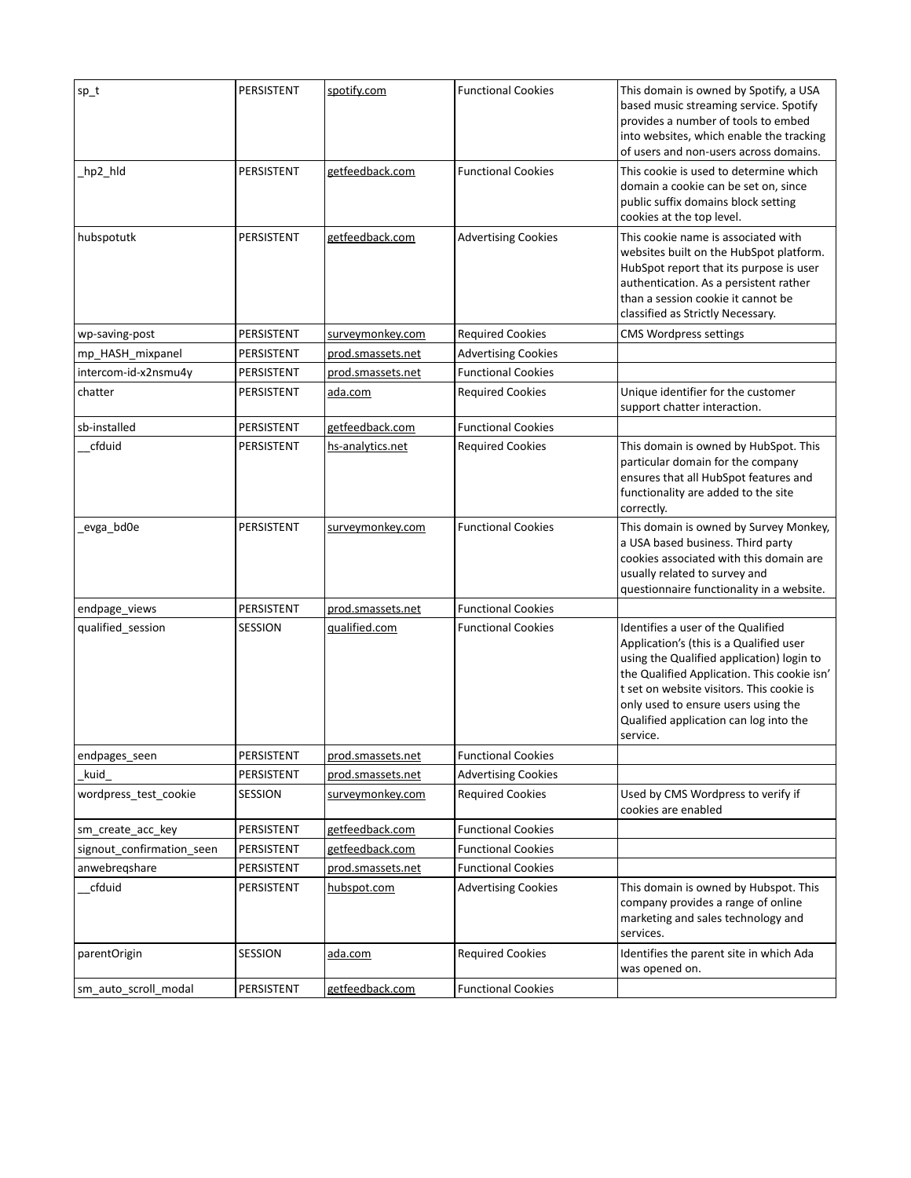| sp_t | PERSISTENT | spotify.com | Functional Cookies | This domain is owned by Spotify, a USA based music streaming service. Spotify provides a number of tools to embed into websites, which enable the tracking of users and non-users across domains. |
|---|---|---|---|---|
| _hp2_hld | PERSISTENT | getfeedback.com | Functional Cookies | This cookie is used to determine which domain a cookie can be set on, since public suffix domains block setting cookies at the top level. |
| hubspotutk | PERSISTENT | getfeedback.com | Advertising Cookies | This cookie name is associated with websites built on the HubSpot platform. HubSpot report that its purpose is user authentication. As a persistent rather than a session cookie it cannot be classified as Strictly Necessary. |
| wp-saving-post | PERSISTENT | surveymonkey.com | Required Cookies | CMS Wordpress settings |
| mp_HASH_mixpanel | PERSISTENT | prod.smassets.net | Advertising Cookies | |
| intercom-id-x2nsmu4y | PERSISTENT | prod.smassets.net | Functional Cookies | |
| chatter | PERSISTENT | ada.com | Required Cookies | Unique identifier for the customer support chatter interaction. |
| sb-installed | PERSISTENT | getfeedback.com | Functional Cookies | |
| __cfduid | PERSISTENT | hs-analytics.net | Required Cookies | This domain is owned by HubSpot. This particular domain for the company ensures that all HubSpot features and functionality are added to the site correctly. |
| _evga_bd0e | PERSISTENT | surveymonkey.com | Functional Cookies | This domain is owned by Survey Monkey, a USA based business. Third party cookies associated with this domain are usually related to survey and questionnaire functionality in a website. |
| endpage_views | PERSISTENT | prod.smassets.net | Functional Cookies | |
| qualified_session | SESSION | qualified.com | Functional Cookies | Identifies a user of the Qualified Application's (this is a Qualified user using the Qualified application) login to the Qualified Application. This cookie isn't set on website visitors. This cookie is only used to ensure users using the Qualified application can log into the service. |
| endpages_seen | PERSISTENT | prod.smassets.net | Functional Cookies | |
| _kuid_ | PERSISTENT | prod.smassets.net | Advertising Cookies | |
| wordpress_test_cookie | SESSION | surveymonkey.com | Required Cookies | Used by CMS Wordpress to verify if cookies are enabled |
| sm_create_acc_key | PERSISTENT | getfeedback.com | Functional Cookies | |
| signout_confirmation_seen | PERSISTENT | getfeedback.com | Functional Cookies | |
| anwebreqshare | PERSISTENT | prod.smassets.net | Functional Cookies | |
| __cfduid | PERSISTENT | hubspot.com | Advertising Cookies | This domain is owned by Hubspot. This company provides a range of online marketing and sales technology and services. |
| parentOrigin | SESSION | ada.com | Required Cookies | Identifies the parent site in which Ada was opened on. |
| sm_auto_scroll_modal | PERSISTENT | getfeedback.com | Functional Cookies | |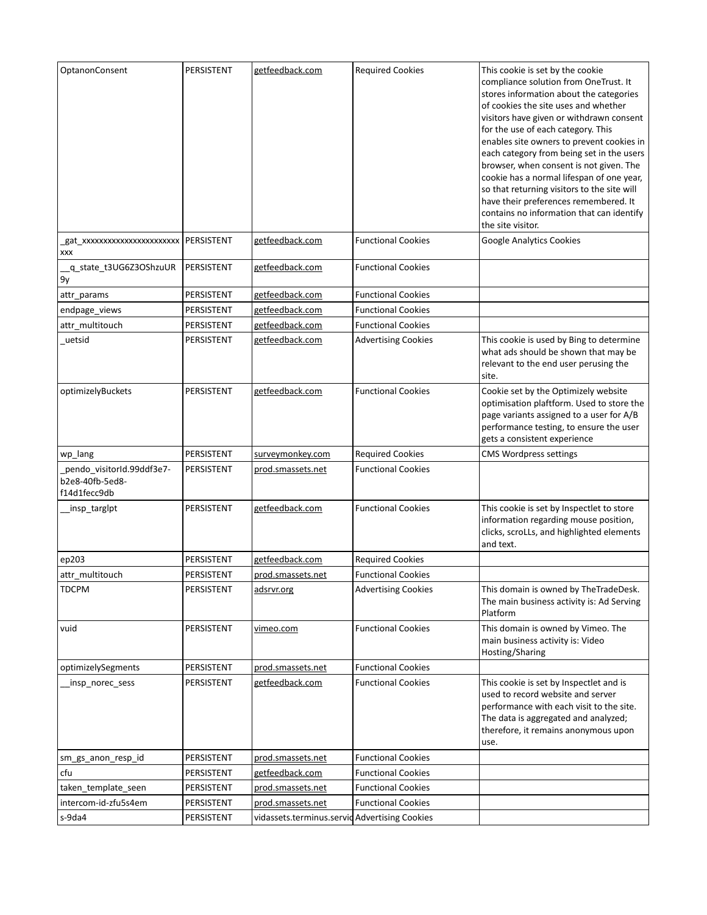| OptanonConsent | PERSISTENT | getfeedback.com | Required Cookies | This cookie is set by the cookie compliance solution from OneTrust. It stores information about the categories of cookies the site uses and whether visitors have given or withdrawn consent for the use of each category. This enables site owners to prevent cookies in each category from being set in the users browser, when consent is not given. The cookie has a normal lifespan of one year, so that returning visitors to the site will have their preferences remembered. It contains no information that can identify the site visitor. |
|---|---|---|---|---|
| _gat_xxxxxxxxxxxxxxxxxxxxxxxxx | PERSISTENT | getfeedback.com | Functional Cookies | Google Analytics Cookies |
| __q_state_t3UG6Z3OShzuUR9y | PERSISTENT | getfeedback.com | Functional Cookies | |
| attr_params | PERSISTENT | getfeedback.com | Functional Cookies | |
| endpage_views | PERSISTENT | getfeedback.com | Functional Cookies | |
| attr_multitouch | PERSISTENT | getfeedback.com | Functional Cookies | |
| _uetsid | PERSISTENT | getfeedback.com | Advertising Cookies | This cookie is used by Bing to determine what ads should be shown that may be relevant to the end user perusing the site. |
| optimizelyBuckets | PERSISTENT | getfeedback.com | Functional Cookies | Cookie set by the Optimizely website optimisation plaftform. Used to store the page variants assigned to a user for A/B performance testing, to ensure the user gets a consistent experience |
| wp_lang | PERSISTENT | surveymonkey.com | Required Cookies | CMS Wordpress settings |
| _pendo_visitorId.99ddf3e7-b2e8-40fb-5ed8-f14d1fecc9db | PERSISTENT | prod.smassets.net | Functional Cookies | |
| __insp_targlpt | PERSISTENT | getfeedback.com | Functional Cookies | This cookie is set by Inspectlet to store information regarding mouse position, clicks, scroLLs, and highlighted elements and text. |
| ep203 | PERSISTENT | getfeedback.com | Required Cookies | |
| attr_multitouch | PERSISTENT | prod.smassets.net | Functional Cookies | |
| TDCPM | PERSISTENT | adsrvr.org | Advertising Cookies | This domain is owned by TheTradeDesk. The main business activity is: Ad Serving Platform |
| vuid | PERSISTENT | vimeo.com | Functional Cookies | This domain is owned by Vimeo. The main business activity is: Video Hosting/Sharing |
| optimizelySegments | PERSISTENT | prod.smassets.net | Functional Cookies | |
| __insp_norec_sess | PERSISTENT | getfeedback.com | Functional Cookies | This cookie is set by Inspectlet and is used to record website and server performance with each visit to the site. The data is aggregated and analyzed; therefore, it remains anonymous upon use. |
| sm_gs_anon_resp_id | PERSISTENT | prod.smassets.net | Functional Cookies | |
| cfu | PERSISTENT | getfeedback.com | Functional Cookies | |
| taken_template_seen | PERSISTENT | prod.smassets.net | Functional Cookies | |
| intercom-id-zfu5s4em | PERSISTENT | prod.smassets.net | Functional Cookies | |
| s-9da4 | PERSISTENT | vidassets.terminus.servic | Advertising Cookies | |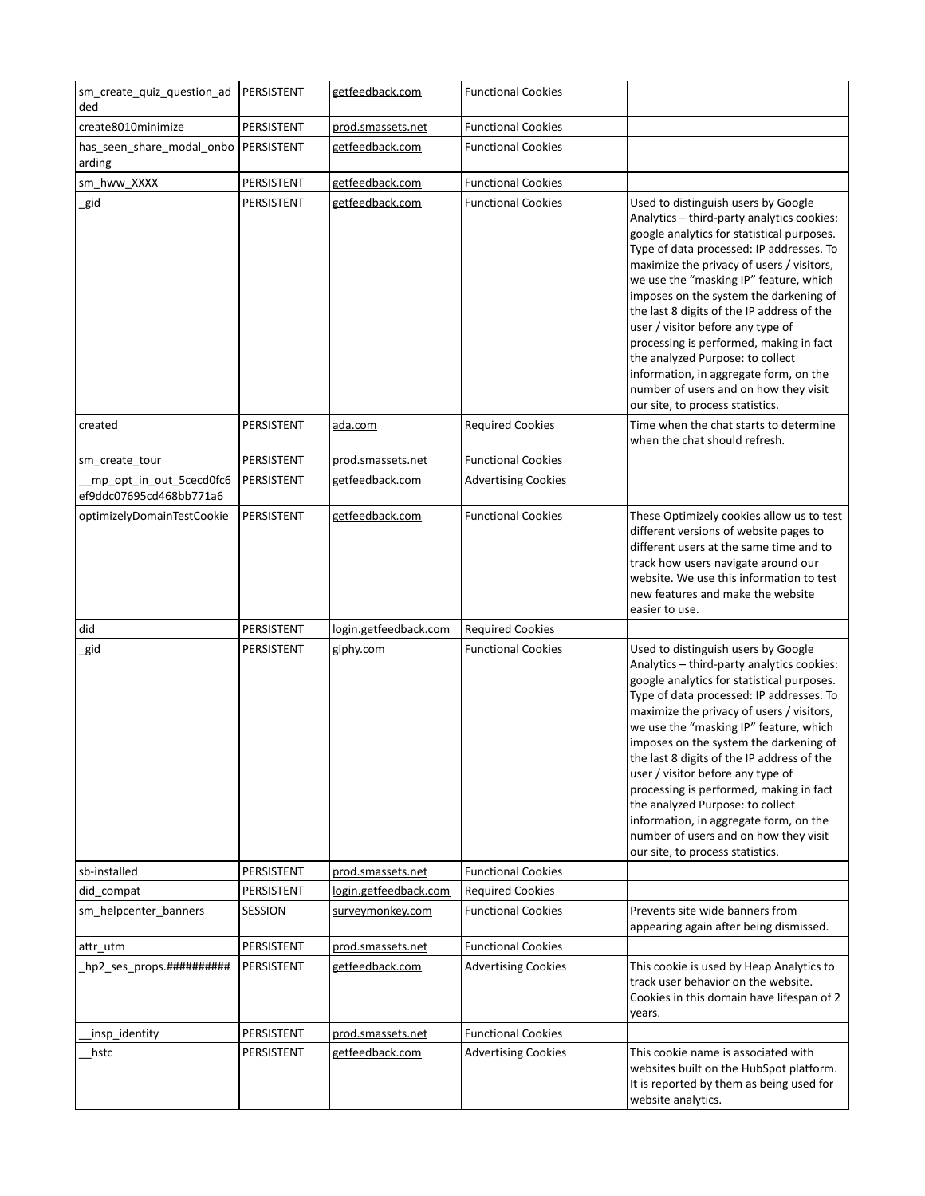| sm_create_quiz_question_added | PERSISTENT | getfeedback.com | Functional Cookies | |
|---|---|---|---|---|
| create8010minimize | PERSISTENT | prod.smassets.net | Functional Cookies | |
| has_seen_share_modal_onboarding | PERSISTENT | getfeedback.com | Functional Cookies | |
| sm_hww_XXXX | PERSISTENT | getfeedback.com | Functional Cookies | |
| _gid | PERSISTENT | getfeedback.com | Functional Cookies | Used to distinguish users by Google Analytics – third-party analytics cookies: google analytics for statistical purposes. Type of data processed: IP addresses. To maximize the privacy of users / visitors, we use the "masking IP" feature, which imposes on the system the darkening of the last 8 digits of the IP address of the user / visitor before any type of processing is performed, making in fact the analyzed Purpose: to collect information, in aggregate form, on the number of users and on how they visit our site, to process statistics. |
| created | PERSISTENT | ada.com | Required Cookies | Time when the chat starts to determine when the chat should refresh. |
| sm_create_tour | PERSISTENT | prod.smassets.net | Functional Cookies | |
| __mp_opt_in_out_5cecd0fc6ef9ddc07695cd468bb771a6 | PERSISTENT | getfeedback.com | Advertising Cookies | |
| optimizelyDomainTestCookie | PERSISTENT | getfeedback.com | Functional Cookies | These Optimizely cookies allow us to test different versions of website pages to different users at the same time and to track how users navigate around our website. We use this information to test new features and make the website easier to use. |
| did | PERSISTENT | login.getfeedback.com | Required Cookies | |
| _gid | PERSISTENT | giphy.com | Functional Cookies | Used to distinguish users by Google Analytics – third-party analytics cookies: google analytics for statistical purposes. Type of data processed: IP addresses. To maximize the privacy of users / visitors, we use the "masking IP" feature, which imposes on the system the darkening of the last 8 digits of the IP address of the user / visitor before any type of processing is performed, making in fact the analyzed Purpose: to collect information, in aggregate form, on the number of users and on how they visit our site, to process statistics. |
| sb-installed | PERSISTENT | prod.smassets.net | Functional Cookies | |
| did_compat | PERSISTENT | login.getfeedback.com | Required Cookies | |
| sm_helpcenter_banners | SESSION | surveymonkey.com | Functional Cookies | Prevents site wide banners from appearing again after being dismissed. |
| attr_utm | PERSISTENT | prod.smassets.net | Functional Cookies | |
| _hp2_ses_props.########## | PERSISTENT | getfeedback.com | Advertising Cookies | This cookie is used by Heap Analytics to track user behavior on the website. Cookies in this domain have lifespan of 2 years. |
| __insp_identity | PERSISTENT | prod.smassets.net | Functional Cookies | |
| __hstc | PERSISTENT | getfeedback.com | Advertising Cookies | This cookie name is associated with websites built on the HubSpot platform. It is reported by them as being used for website analytics. |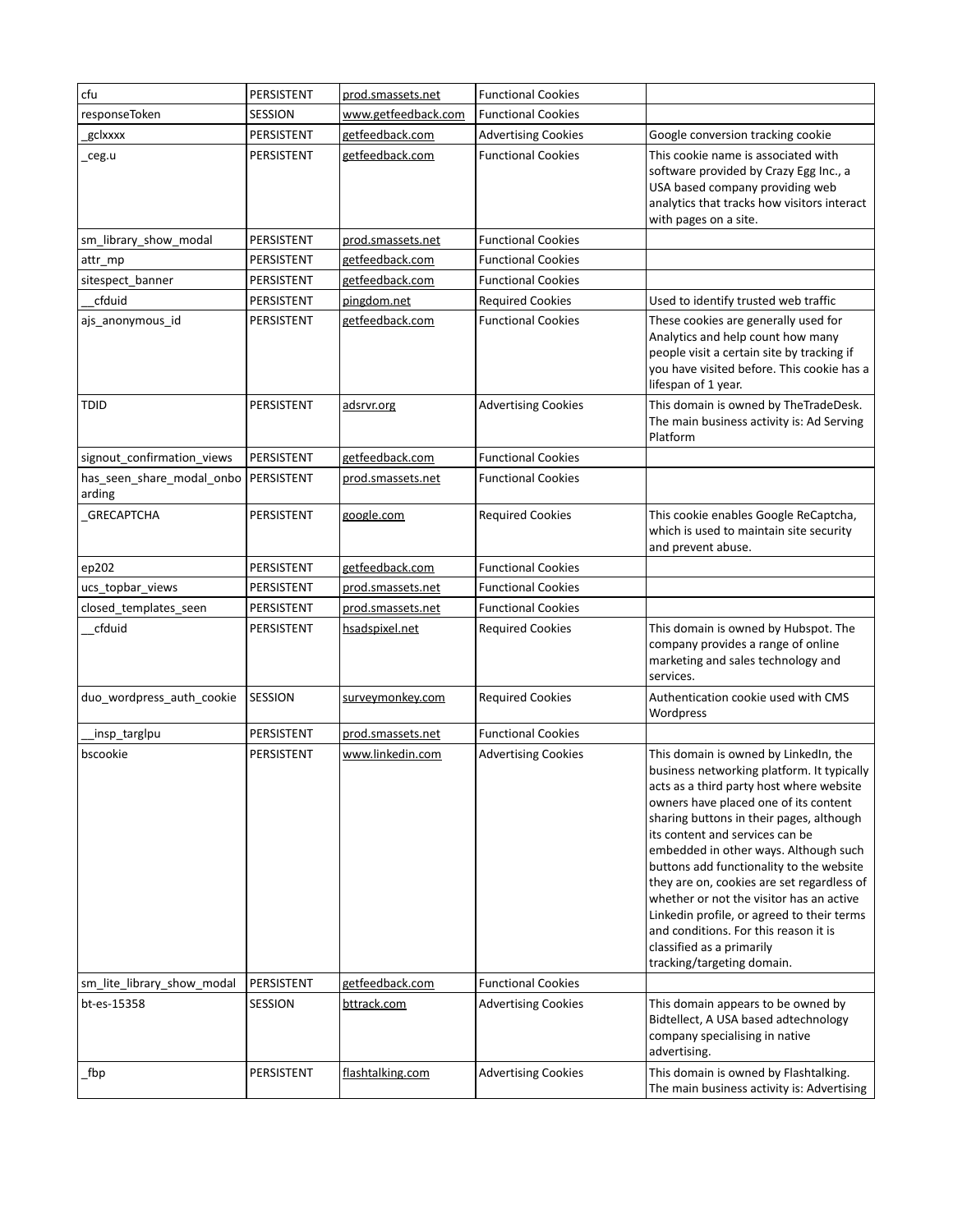| cfu | PERSISTENT | prod.smassets.net | Functional Cookies | |
|---|---|---|---|---|
| responseToken | SESSION | www.getfeedback.com | Functional Cookies | |
| _gclxxxx | PERSISTENT | getfeedback.com | Advertising Cookies | Google conversion tracking cookie |
| _ceg.u | PERSISTENT | getfeedback.com | Functional Cookies | This cookie name is associated with software provided by Crazy Egg Inc., a USA based company providing web analytics that tracks how visitors interact with pages on a site. |
| sm_library_show_modal | PERSISTENT | prod.smassets.net | Functional Cookies | |
| attr_mp | PERSISTENT | getfeedback.com | Functional Cookies | |
| sitespect_banner | PERSISTENT | getfeedback.com | Functional Cookies | |
| __cfduid | PERSISTENT | pingdom.net | Required Cookies | Used to identify trusted web traffic |
| ajs_anonymous_id | PERSISTENT | getfeedback.com | Functional Cookies | These cookies are generally used for Analytics and help count how many people visit a certain site by tracking if you have visited before. This cookie has a lifespan of 1 year. |
| TDID | PERSISTENT | adsrvr.org | Advertising Cookies | This domain is owned by TheTradeDesk. The main business activity is: Ad Serving Platform |
| signout_confirmation_views | PERSISTENT | getfeedback.com | Functional Cookies | |
| has_seen_share_modal_onboarding | PERSISTENT | prod.smassets.net | Functional Cookies | |
| _GRECAPTCHA | PERSISTENT | google.com | Required Cookies | This cookie enables Google ReCaptcha, which is used to maintain site security and prevent abuse. |
| ep202 | PERSISTENT | getfeedback.com | Functional Cookies | |
| ucs_topbar_views | PERSISTENT | prod.smassets.net | Functional Cookies | |
| closed_templates_seen | PERSISTENT | prod.smassets.net | Functional Cookies | |
| __cfduid | PERSISTENT | hsadspixel.net | Required Cookies | This domain is owned by Hubspot. The company provides a range of online marketing and sales technology and services. |
| duo_wordpress_auth_cookie | SESSION | surveymonkey.com | Required Cookies | Authentication cookie used with CMS Wordpress |
| __insp_targlpu | PERSISTENT | prod.smassets.net | Functional Cookies | |
| bscookie | PERSISTENT | www.linkedin.com | Advertising Cookies | This domain is owned by LinkedIn, the business networking platform. It typically acts as a third party host where website owners have placed one of its content sharing buttons in their pages, although its content and services can be embedded in other ways. Although such buttons add functionality to the website they are on, cookies are set regardless of whether or not the visitor has an active Linkedin profile, or agreed to their terms and conditions. For this reason it is classified as a primarily tracking/targeting domain. |
| sm_lite_library_show_modal | PERSISTENT | getfeedback.com | Functional Cookies | |
| bt-es-15358 | SESSION | bttrack.com | Advertising Cookies | This domain appears to be owned by Bidtellect, A USA based adtechnology company specialising in native advertising. |
| _fbp | PERSISTENT | flashtalking.com | Advertising Cookies | This domain is owned by Flashtalking. The main business activity is: Advertising |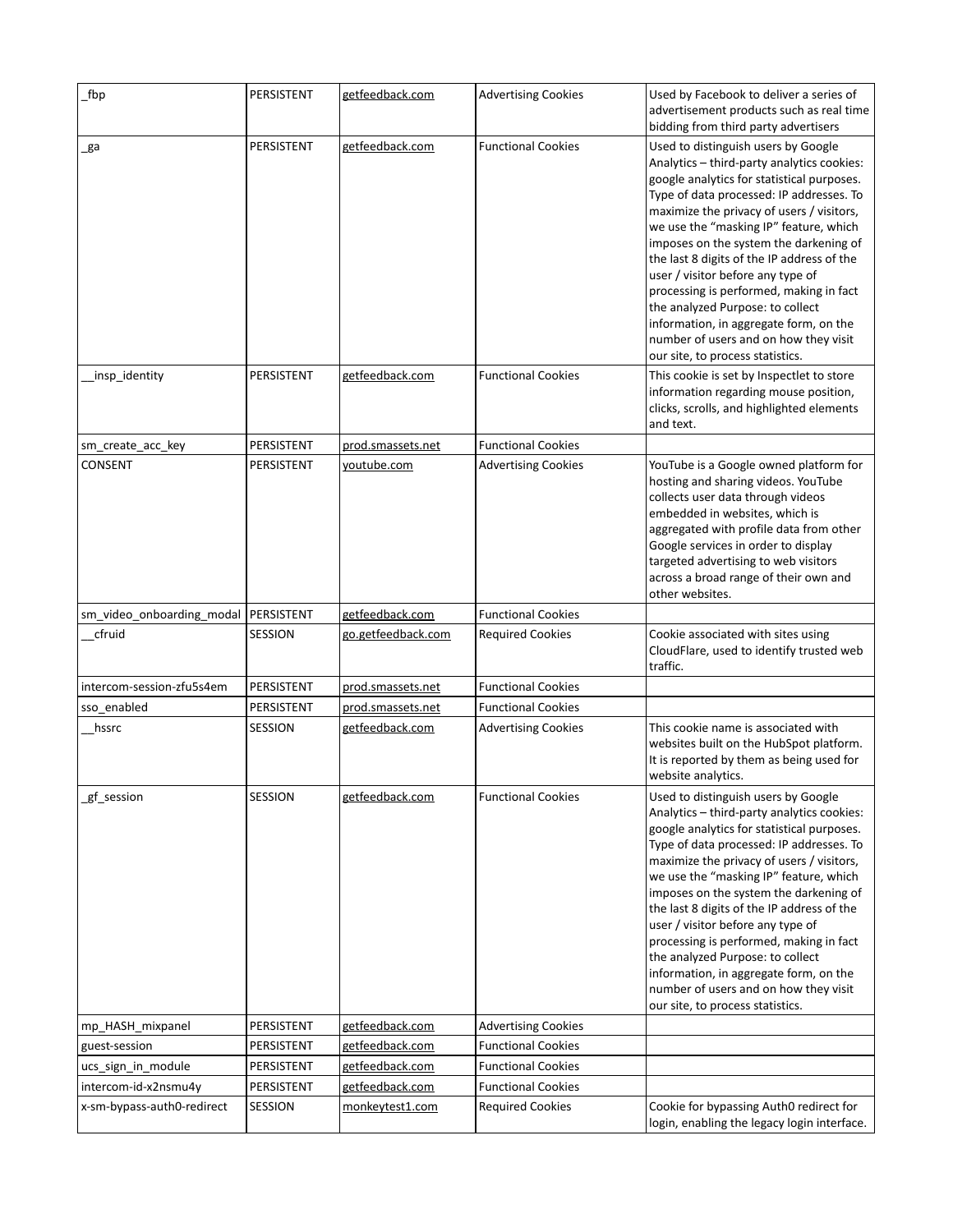| _fbp | PERSISTENT | getfeedback.com | Advertising Cookies | Used by Facebook to deliver a series of advertisement products such as real time bidding from third party advertisers |
|---|---|---|---|---|
| _ga | PERSISTENT | getfeedback.com | Functional Cookies | Used to distinguish users by Google Analytics – third-party analytics cookies: google analytics for statistical purposes. Type of data processed: IP addresses. To maximize the privacy of users / visitors, we use the "masking IP" feature, which imposes on the system the darkening of the last 8 digits of the IP address of the user / visitor before any type of processing is performed, making in fact the analyzed Purpose: to collect information, in aggregate form, on the number of users and on how they visit our site, to process statistics. |
| __insp_identity | PERSISTENT | getfeedback.com | Functional Cookies | This cookie is set by Inspectlet to store information regarding mouse position, clicks, scrolls, and highlighted elements and text. |
| sm_create_acc_key | PERSISTENT | prod.smassets.net | Functional Cookies | |
| CONSENT | PERSISTENT | youtube.com | Advertising Cookies | YouTube is a Google owned platform for hosting and sharing videos. YouTube collects user data through videos embedded in websites, which is aggregated with profile data from other Google services in order to display targeted advertising to web visitors across a broad range of their own and other websites. |
| sm_video_onboarding_modal | PERSISTENT | getfeedback.com | Functional Cookies | |
| __cfruid | SESSION | go.getfeedback.com | Required Cookies | Cookie associated with sites using CloudFlare, used to identify trusted web traffic. |
| intercom-session-zfu5s4em | PERSISTENT | prod.smassets.net | Functional Cookies | |
| sso_enabled | PERSISTENT | prod.smassets.net | Functional Cookies | |
| __hssrc | SESSION | getfeedback.com | Advertising Cookies | This cookie name is associated with websites built on the HubSpot platform. It is reported by them as being used for website analytics. |
| _gf_session | SESSION | getfeedback.com | Functional Cookies | Used to distinguish users by Google Analytics – third-party analytics cookies: google analytics for statistical purposes. Type of data processed: IP addresses. To maximize the privacy of users / visitors, we use the "masking IP" feature, which imposes on the system the darkening of the last 8 digits of the IP address of the user / visitor before any type of processing is performed, making in fact the analyzed Purpose: to collect information, in aggregate form, on the number of users and on how they visit our site, to process statistics. |
| mp_HASH_mixpanel | PERSISTENT | getfeedback.com | Advertising Cookies | |
| guest-session | PERSISTENT | getfeedback.com | Functional Cookies | |
| ucs_sign_in_module | PERSISTENT | getfeedback.com | Functional Cookies | |
| intercom-id-x2nsmu4y | PERSISTENT | getfeedback.com | Functional Cookies | |
| x-sm-bypass-auth0-redirect | SESSION | monkeytest1.com | Required Cookies | Cookie for bypassing Auth0 redirect for login, enabling the legacy login interface. |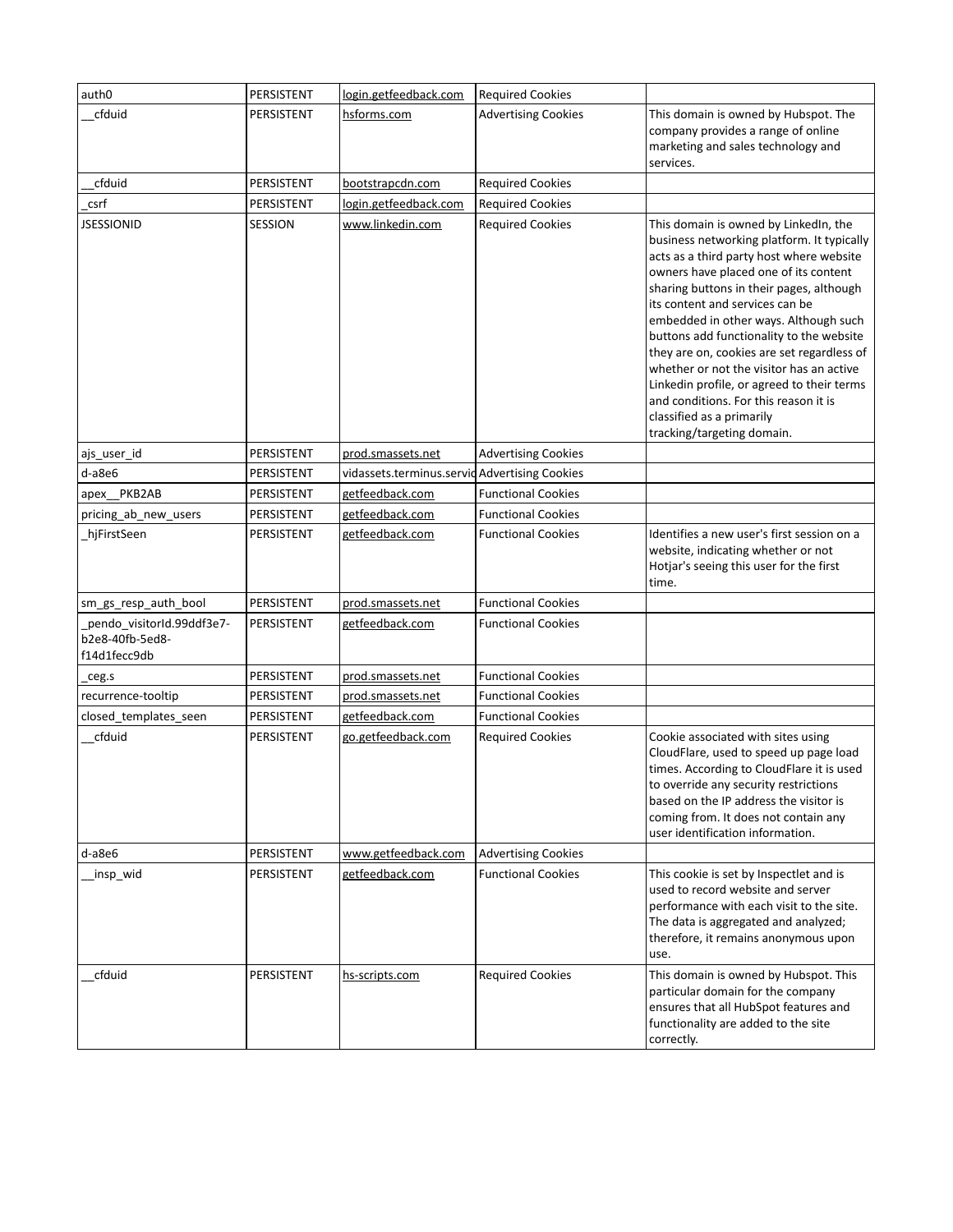| | | | | |
|---|---|---|---|---|
| auth0 | PERSISTENT | login.getfeedback.com | Required Cookies | |
| __cfduid | PERSISTENT | hsforms.com | Advertising Cookies | This domain is owned by Hubspot. The company provides a range of online marketing and sales technology and services. |
| __cfduid | PERSISTENT | bootstrapcdn.com | Required Cookies | |
| _csrf | PERSISTENT | login.getfeedback.com | Required Cookies | |
| JSESSIONID | SESSION | www.linkedin.com | Required Cookies | This domain is owned by LinkedIn, the business networking platform. It typically acts as a third party host where website owners have placed one of its content sharing buttons in their pages, although its content and services can be embedded in other ways. Although such buttons add functionality to the website they are on, cookies are set regardless of whether or not the visitor has an active Linkedin profile, or agreed to their terms and conditions. For this reason it is classified as a primarily tracking/targeting domain. |
| ajs_user_id | PERSISTENT | prod.smassets.net | Advertising Cookies | |
| d-a8e6 | PERSISTENT | vidassets.terminus.servic | Advertising Cookies | |
| apex__PKB2AB | PERSISTENT | getfeedback.com | Functional Cookies | |
| pricing_ab_new_users | PERSISTENT | getfeedback.com | Functional Cookies | |
| _hjFirstSeen | PERSISTENT | getfeedback.com | Functional Cookies | Identifies a new user's first session on a website, indicating whether or not Hotjar's seeing this user for the first time. |
| sm_gs_resp_auth_bool | PERSISTENT | prod.smassets.net | Functional Cookies | |
| _pendo_visitorId.99ddf3e7-b2e8-40fb-5ed8-f14d1fecc9db | PERSISTENT | getfeedback.com | Functional Cookies | |
| _ceg.s | PERSISTENT | prod.smassets.net | Functional Cookies | |
| recurrence-tooltip | PERSISTENT | prod.smassets.net | Functional Cookies | |
| closed_templates_seen | PERSISTENT | getfeedback.com | Functional Cookies | |
| __cfduid | PERSISTENT | go.getfeedback.com | Required Cookies | Cookie associated with sites using CloudFlare, used to speed up page load times. According to CloudFlare it is used to override any security restrictions based on the IP address the visitor is coming from. It does not contain any user identification information. |
| d-a8e6 | PERSISTENT | www.getfeedback.com | Advertising Cookies | |
| __insp_wid | PERSISTENT | getfeedback.com | Functional Cookies | This cookie is set by Inspectlet and is used to record website and server performance with each visit to the site. The data is aggregated and analyzed; therefore, it remains anonymous upon use. |
| __cfduid | PERSISTENT | hs-scripts.com | Required Cookies | This domain is owned by Hubspot. This particular domain for the company ensures that all HubSpot features and functionality are added to the site correctly. |